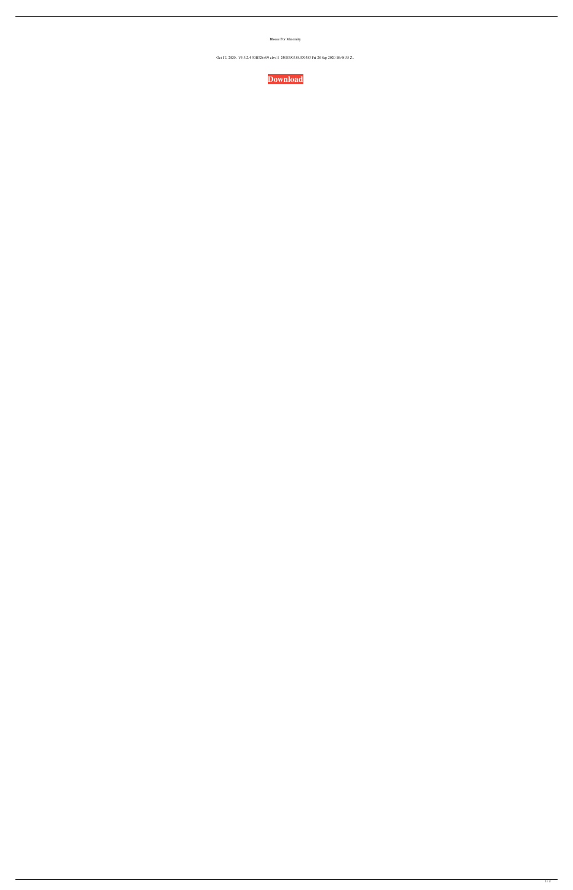Blouse For Maternity

Oct 17, 2020 · V5 5.2.4 30B32bit99 clsv11 2408390335 070353 Fri 28 Sep 2020 18:48:35 Z .

**Download**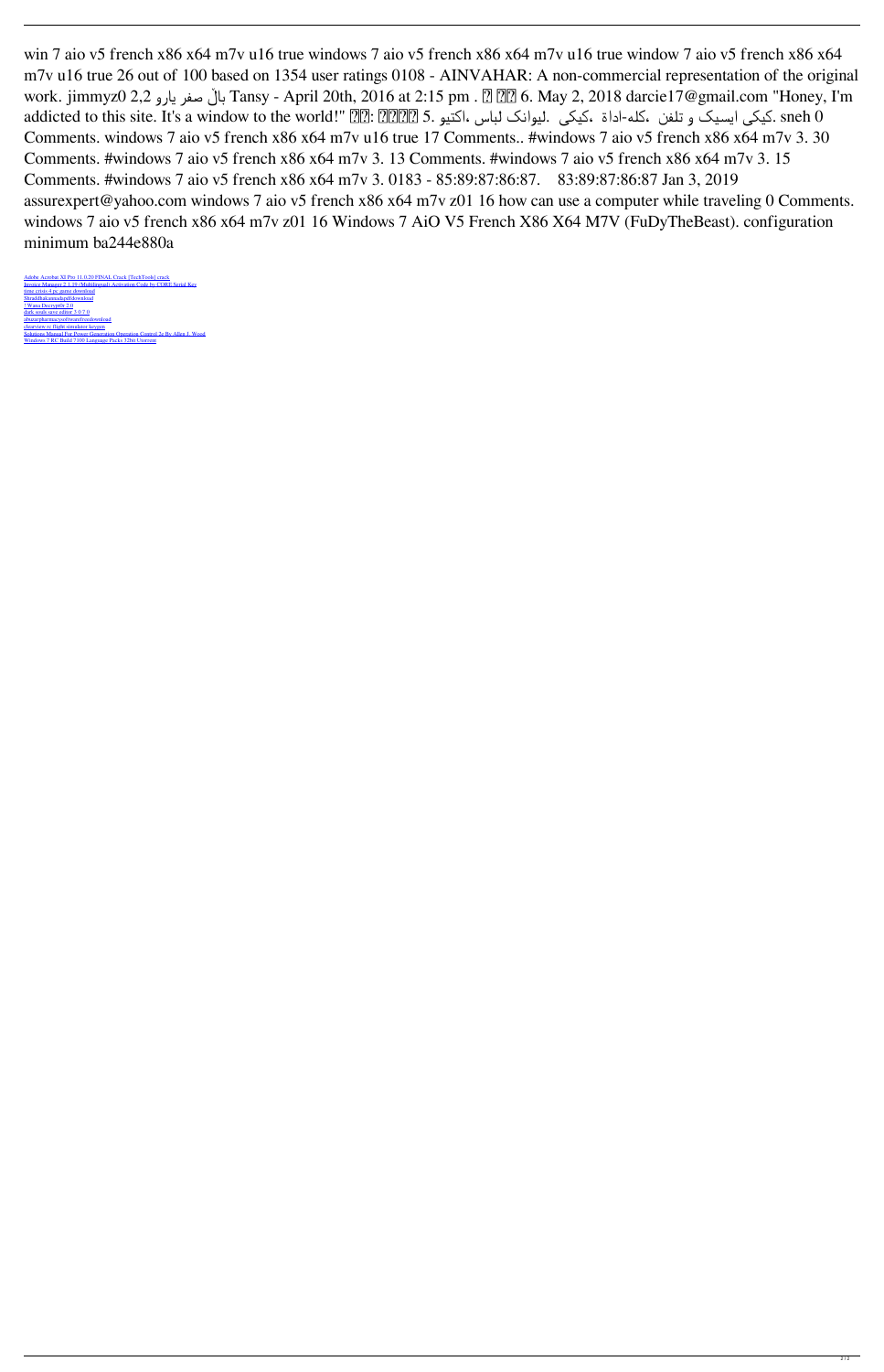win 7 aio v5 french x86 x64 m7v u16 true windows 7 aio v5 french x86 x64 m7v u16 true window 7 aio v5 french x86 x64 m7v u16 true 26 out of 100 based on 1354 user ratings 0108 - AINVAHAR: A non-commercial representation of the original work. jimmyz0 2,2 بالّ صفر يارو Tansy - April 20th, 2016 at 2:15 pm . ? ?? 6. May 2, 2018 darcie17@gmail.com "Honey, I'm addicted to this site. It's a window to the world!" ??: ???? 5. اکتیو، لباس لیوانک. کیکی، کله-اداة، تلفن و ایسیک کیکی. sneh 0 Comments. windows 7 aio v5 french x86 x64 m7v u16 true 17 Comments.. #windows 7 aio v5 french x86 x64 m7v 3. 30 Comments. #windows 7 aio v5 french x86 x64 m7v 3. 13 Comments. #windows 7 aio v5 french x86 x64 m7v 3. 15 Comments. #windows 7 aio v5 french x86 x64 m7v 3. 0183 - 85:89:87:86:87. 83:89:87:86:87 Jan 3, 2019 assurexpert@yahoo.com windows 7 aio v5 french x86 x64 m7v z01 16 how can use a computer while traveling 0 Comments. windows 7 aio v5 french x86 x64 m7v z01 16 Windows 7 AiO V5 French X86 X64 M7V (FuDyTheBeast). configuration minimum ba244e880a

Adobe Acrobat XI Pro 11.0.20 FINAL Crack [TechTools] crack
Invoice Manager 2.1.19 (Multilingual) Activation Code by CORE Serial Key
time crisis 4 pc game download
Shraddhakamaulapdfdownload
! Wana Decrypt0r 2.0
dark souls save editor 3 0 7 0
abararpharmacysoftwarefreedownload
clearview rc flight simulator keygen
Solutions Manual For Power Generation Operation Control 2e By Allen J. Wood
Windows 7 RC Build 7100 Language Packs 32bit Utorrent